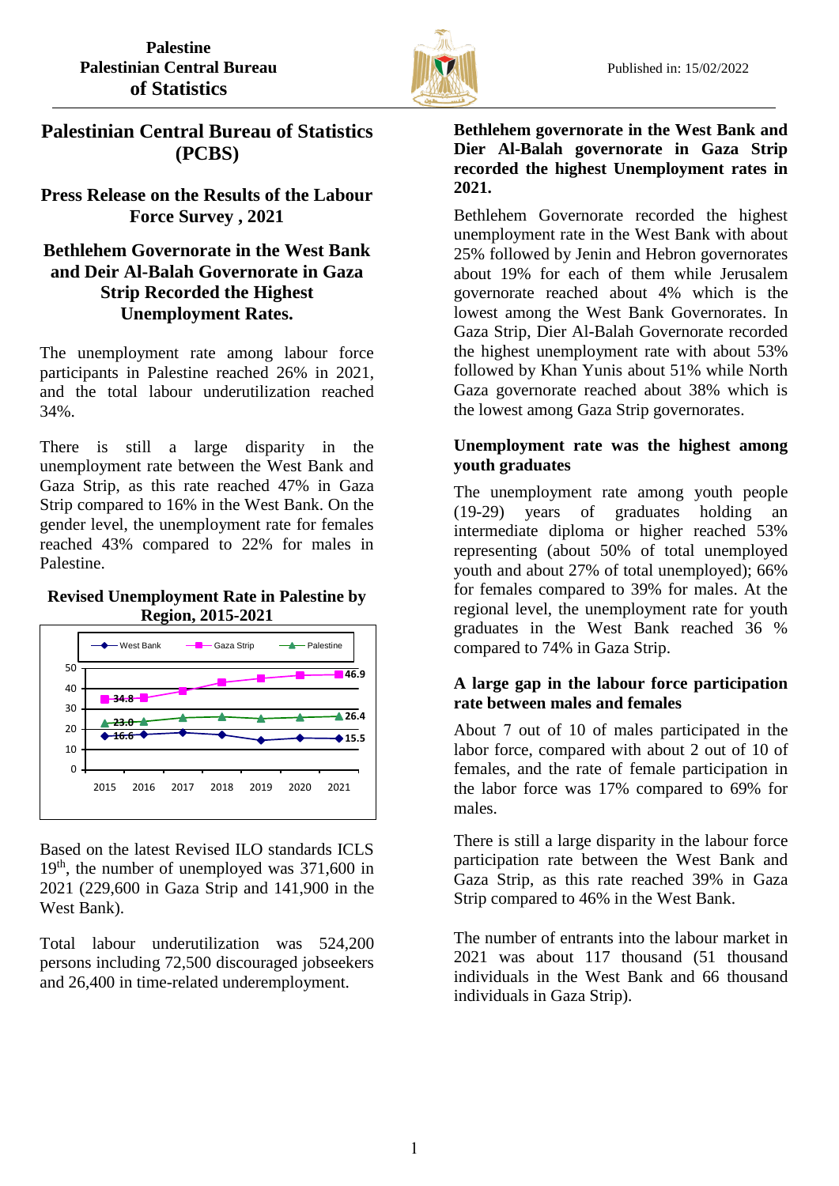Palestine
Palestinian Central Bureau of Statistics

Published in: 15/02/2022

# Palestinian Central Bureau of Statistics (PCBS)

## Press Release on the Results of the Labour Force Survey , 2021

## Bethlehem Governorate in the West Bank and Deir Al-Balah Governorate in Gaza Strip Recorded the Highest Unemployment Rates.

The unemployment rate among labour force participants in Palestine reached 26% in 2021, and the total labour underutilization reached 34%.

There is still a large disparity in the unemployment rate between the West Bank and Gaza Strip, as this rate reached 47% in Gaza Strip compared to 16% in the West Bank. On the gender level, the unemployment rate for females reached 43% compared to 22% for males in Palestine.

**Revised Unemployment Rate in Palestine by Region, 2015-2021**

| Year | West Bank | Gaza Strip | Palestine |
|---|---|---|---|
| 2015 | 16.6 | 34.8 | 23.0 |
| 2021 | 15.5 | 46.9 | 26.4 |

Based on the latest Revised ILO standards ICLS 19th, the number of unemployed was 371,600 in 2021 (229,600 in Gaza Strip and 141,900 in the West Bank).

Total labour underutilization was 524,200 persons including 72,500 discouraged jobseekers and 26,400 in time-related underemployment.

### Bethlehem governorate in the West Bank and Dier Al-Balah governorate in Gaza Strip recorded the highest Unemployment rates in 2021.

Bethlehem Governorate recorded the highest unemployment rate in the West Bank with about 25% followed by Jenin and Hebron governorates about 19% for each of them while Jerusalem governorate reached about 4% which is the lowest among the West Bank Governorates. In Gaza Strip, Dier Al-Balah Governorate recorded the highest unemployment rate with about 53% followed by Khan Yunis about 51% while North Gaza governorate reached about 38% which is the lowest among Gaza Strip governorates.

### Unemployment rate was the highest among youth graduates

The unemployment rate among youth people (19-29) years of graduates holding an intermediate diploma or higher reached 53% representing (about 50% of total unemployed youth and about 27% of total unemployed); 66% for females compared to 39% for males. At the regional level, the unemployment rate for youth graduates in the West Bank reached 36 % compared to 74% in Gaza Strip.

### A large gap in the labour force participation rate between males and females

About 7 out of 10 of males participated in the labor force, compared with about 2 out of 10 of females, and the rate of female participation in the labor force was 17% compared to 69% for males.

There is still a large disparity in the labour force participation rate between the West Bank and Gaza Strip, as this rate reached 39% in Gaza Strip compared to 46% in the West Bank.

The number of entrants into the labour market in 2021 was about 117 thousand (51 thousand individuals in the West Bank and 66 thousand individuals in Gaza Strip).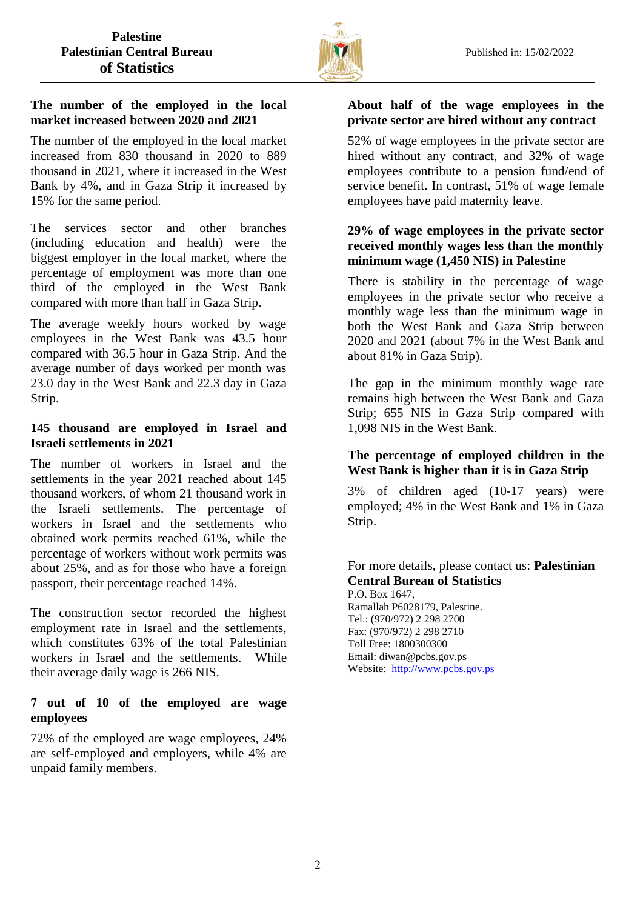### The number of the employed in the local market increased between 2020 and 2021

The number of the employed in the local market increased from 830 thousand in 2020 to 889 thousand in 2021, where it increased in the West Bank by 4%, and in Gaza Strip it increased by 15% for the same period.

The services sector and other branches (including education and health) were the biggest employer in the local market, where the percentage of employment was more than one third of the employed in the West Bank compared with more than half in Gaza Strip.

The average weekly hours worked by wage employees in the West Bank was 43.5 hour compared with 36.5 hour in Gaza Strip. And the average number of days worked per month was 23.0 day in the West Bank and 22.3 day in Gaza Strip.

### 145 thousand are employed in Israel and Israeli settlements in 2021

The number of workers in Israel and the settlements in the year 2021 reached about 145 thousand workers, of whom 21 thousand work in the Israeli settlements. The percentage of workers in Israel and the settlements who obtained work permits reached 61%, while the percentage of workers without work permits was about 25%, and as for those who have a foreign passport, their percentage reached 14%.

The construction sector recorded the highest employment rate in Israel and the settlements, which constitutes 63% of the total Palestinian workers in Israel and the settlements. While their average daily wage is 266 NIS.

### 7 out of 10 of the employed are wage employees

72% of the employed are wage employees, 24% are self-employed and employers, while 4% are unpaid family members.

### About half of the wage employees in the private sector are hired without any contract

52% of wage employees in the private sector are hired without any contract, and 32% of wage employees contribute to a pension fund/end of service benefit. In contrast, 51% of wage female employees have paid maternity leave.

### 29% of wage employees in the private sector received monthly wages less than the monthly minimum wage (1,450 NIS) in Palestine

There is stability in the percentage of wage employees in the private sector who receive a monthly wage less than the minimum wage in both the West Bank and Gaza Strip between 2020 and 2021 (about 7% in the West Bank and about 81% in Gaza Strip).

The gap in the minimum monthly wage rate remains high between the West Bank and Gaza Strip; 655 NIS in Gaza Strip compared with 1,098 NIS in the West Bank.

### The percentage of employed children in the West Bank is higher than it is in Gaza Strip

3% of children aged (10-17 years) were employed; 4% in the West Bank and 1% in Gaza Strip.

For more details, please contact us: **Palestinian Central Bureau of Statistics**
P.O. Box 1647,
Ramallah P6028179, Palestine.
Tel.: (970/972) 2 298 2700
Fax: (970/972) 2 298 2710
Toll Free: 1800300300
Email: diwan@pcbs.gov.ps
Website: http://www.pcbs.gov.ps